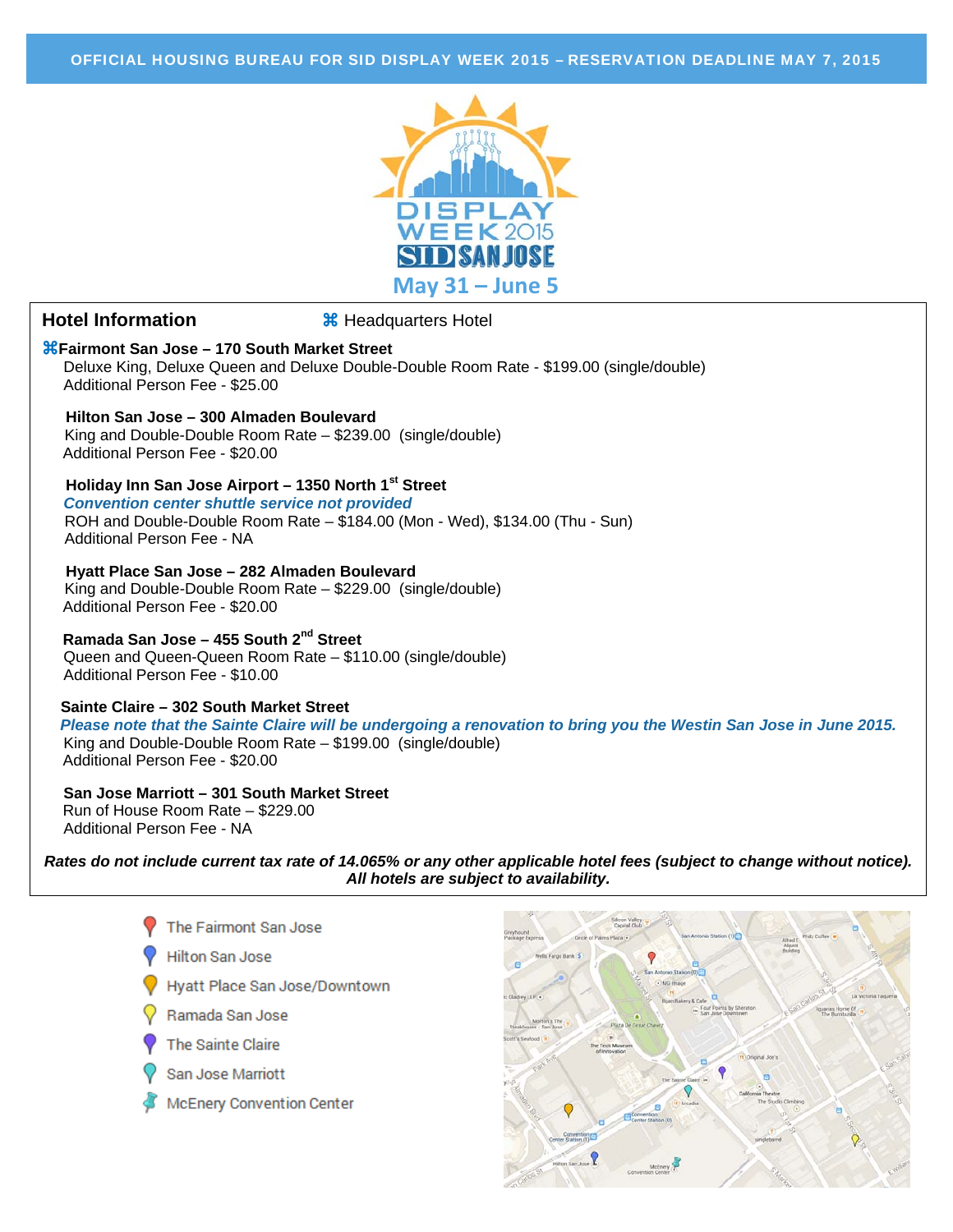**OFFICIAL HOUSING BUREAU FOR SID DISPLAY WEEK 2015 – RESERVATION DEADLINE MAY 7, 2015**

DISPLAY WEEK 2015

SID SAN JOSE

May 31 – June 5

## Hotel Information

⌘ Headquarters Hotel

**⌘Fairmont San Jose – 170 South Market Street**
Deluxe King, Deluxe Queen and Deluxe Double-Double Room Rate - $199.00 (single/double)
Additional Person Fee - $25.00

**Hilton San Jose – 300 Almaden Boulevard**
King and Double-Double Room Rate – $239.00 (single/double)
Additional Person Fee - $20.00

**Holiday Inn San Jose Airport – 1350 North 1st Street**
*Convention center shuttle service not provided*
ROH and Double-Double Room Rate – $184.00 (Mon - Wed), $134.00 (Thu - Sun)
Additional Person Fee - NA

**Hyatt Place San Jose – 282 Almaden Boulevard**
King and Double-Double Room Rate – $229.00 (single/double)
Additional Person Fee - $20.00

**Ramada San Jose – 455 South 2nd Street**
Queen and Queen-Queen Room Rate – $110.00 (single/double)
Additional Person Fee - $10.00

**Sainte Claire – 302 South Market Street**
*Please note that the Sainte Claire will be undergoing a renovation to bring you the Westin San Jose in June 2015.*
King and Double-Double Room Rate – $199.00 (single/double)
Additional Person Fee - $20.00

**San Jose Marriott – 301 South Market Street**
Run of House Room Rate – $229.00
Additional Person Fee - NA

***Rates do not include current tax rate of 14.065% or any other applicable hotel fees (subject to change without notice). All hotels are subject to availability.***

- The Fairmont San Jose
- Hilton San Jose
- Hyatt Place San Jose/Downtown
- Ramada San Jose
- The Sainte Claire
- San Jose Marriott
- McEnery Convention Center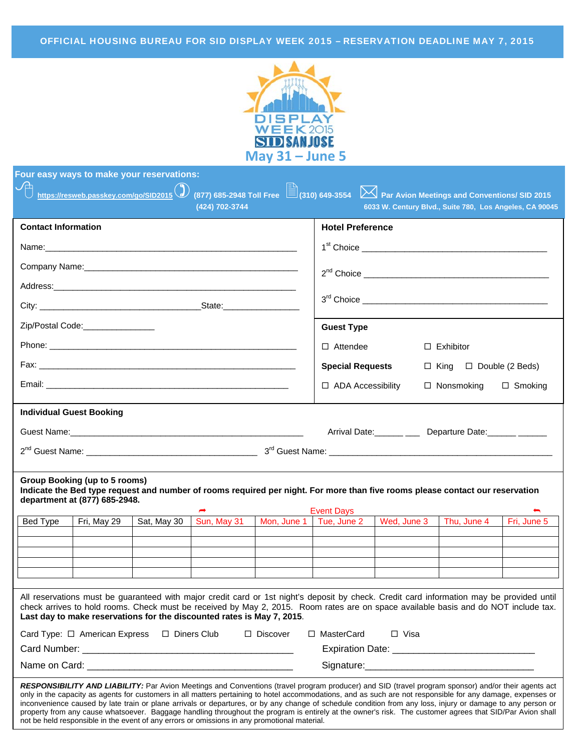**OFFICIAL HOUSING BUREAU FOR SID DISPLAY WEEK 2015 – RESERVATION DEADLINE MAY 7, 2015**

DISPLAY WEEK 2015
SID SAN JOSE
May 31 – June 5

## Four easy ways to make your reservations:

https://resweb.passkey.com/go/SID2015 (877) 685-2948 Toll Free (424) 702-3744 (310) 649-3554 Par Avion Meetings and Conventions/ SID 2015 6033 W. Century Blvd., Suite 780, Los Angeles, CA 90045

**Contact Information**

Name:\_\_\_\_\_\_\_\_\_\_\_\_\_\_\_\_\_\_\_\_\_\_\_\_\_\_\_\_\_\_\_\_\_\_\_\_\_\_\_\_\_\_\_\_\_\_\_\_

Company Name:\_\_\_\_\_\_\_\_\_\_\_\_\_\_\_\_\_\_\_\_\_\_\_\_\_\_\_\_\_\_\_\_\_\_\_\_\_\_\_\_\_\_

Address:\_\_\_\_\_\_\_\_\_\_\_\_\_\_\_\_\_\_\_\_\_\_\_\_\_\_\_\_\_\_\_\_\_\_\_\_\_\_\_\_\_\_\_\_\_\_

City: \_\_\_\_\_\_\_\_\_\_\_\_\_\_\_\_\_\_\_\_\_\_\_\_\_\_\_\_\_\_\_\_\_State:\_\_\_\_\_\_\_\_\_\_\_\_\_\_\_

Zip/Postal Code:\_\_\_\_\_\_\_\_\_\_\_\_\_\_\_

Phone: \_\_\_\_\_\_\_\_\_\_\_\_\_\_\_\_\_\_\_\_\_\_\_\_\_\_\_\_\_\_\_\_\_\_\_\_\_\_\_\_\_\_\_\_\_\_\_\_

Fax: \_\_\_\_\_\_\_\_\_\_\_\_\_\_\_\_\_\_\_\_\_\_\_\_\_\_\_\_\_\_\_\_\_\_\_\_\_\_\_\_\_\_\_\_\_\_\_\_\_\_

Email: \_\_\_\_\_\_\_\_\_\_\_\_\_\_\_\_\_\_\_\_\_\_\_\_\_\_\_\_\_\_\_\_\_\_\_\_\_\_\_\_\_\_\_\_\_\_\_\_

**Hotel Preference**

1st Choice \_\_\_\_\_\_\_\_\_\_\_\_\_\_\_\_\_\_\_\_\_\_\_\_\_\_\_\_\_\_\_\_\_\_\_\_\_\_

2nd Choice \_\_\_\_\_\_\_\_\_\_\_\_\_\_\_\_\_\_\_\_\_\_\_\_\_\_\_\_\_\_\_\_\_\_\_\_\_\_

3rd Choice \_\_\_\_\_\_\_\_\_\_\_\_\_\_\_\_\_\_\_\_\_\_\_\_\_\_\_\_\_\_\_\_\_\_\_\_\_\_

**Guest Type**

☐ Attendee ☐ Exhibitor

**Special Requests** ☐ King ☐ Double (2 Beds)

☐ ADA Accessibility ☐ Nonsmoking ☐ Smoking

**Individual Guest Booking**

Guest Name:\_\_\_\_\_\_\_\_\_\_\_\_\_\_\_\_\_\_\_\_\_\_\_\_\_\_\_\_\_\_\_\_\_\_\_\_\_\_\_\_\_\_\_\_\_\_ Arrival Date:\_\_\_\_\_\_ \_\_\_ Departure Date:\_\_\_\_\_\_ \_\_\_\_\_\_

2nd Guest Name: \_\_\_\_\_\_\_\_\_\_\_\_\_\_\_\_\_\_\_\_\_\_\_\_\_\_\_\_\_\_\_\_\_\_ 3rd Guest Name: \_\_\_\_\_\_\_\_\_\_\_\_\_\_\_\_\_\_\_\_\_\_\_\_\_\_\_\_\_\_\_\_\_\_\_\_\_\_\_\_\_\_\_\_

**Group Booking (up to 5 rooms)**
**Indicate the Bed type request and number of rooms required per night. For more than five rooms please contact our reservation department at (877) 685-2948.**

| | | | Event Days | | | | | |
|---|---|---|---|---|---|---|---|---|
| Bed Type | Fri, May 29 | Sat, May 30 | Sun, May 31 | Mon, June 1 | Tue, June 2 | Wed, June 3 | Thu, June 4 | Fri, June 5 |
| | | | | | | | | |
| | | | | | | | | |
| | | | | | | | | |
| | | | | | | | | |
| | | | | | | | | |

All reservations must be guaranteed with major credit card or 1st night's deposit by check. Credit card information may be provided until check arrives to hold rooms. Check must be received by May 2, 2015. Room rates are on space available basis and do NOT include tax. **Last day to make reservations for the discounted rates is May 7, 2015**.

Card Type: ☐ American Express ☐ Diners Club ☐ Discover ☐ MasterCard ☐ Visa

Card Number: \_\_\_\_\_\_\_\_\_\_\_\_\_\_\_\_\_\_\_\_\_\_\_\_\_\_\_\_\_\_\_\_\_\_\_\_\_\_\_\_ Expiration Date: \_\_\_\_\_\_\_\_\_\_\_\_\_\_\_\_\_\_\_\_\_\_\_\_\_\_\_

Name on Card: \_\_\_\_\_\_\_\_\_\_\_\_\_\_\_\_\_\_\_\_\_\_\_\_\_\_\_\_\_\_\_\_\_\_\_\_\_\_\_ Signature:\_\_\_\_\_\_\_\_\_\_\_\_\_\_\_\_\_\_\_\_\_\_\_\_\_\_\_\_\_\_\_\_\_

***RESPONSIBILITY AND LIABILITY:*** Par Avion Meetings and Conventions (travel program producer) and SID (travel program sponsor) and/or their agents act only in the capacity as agents for customers in all matters pertaining to hotel accommodations, and as such are not responsible for any damage, expenses or inconvenience caused by late train or plane arrivals or departures, or by any change of schedule condition from any loss, injury or damage to any person or property from any cause whatsoever. Baggage handling throughout the program is entirely at the owner's risk. The customer agrees that SID/Par Avion shall not be held responsible in the event of any errors or omissions in any promotional material.